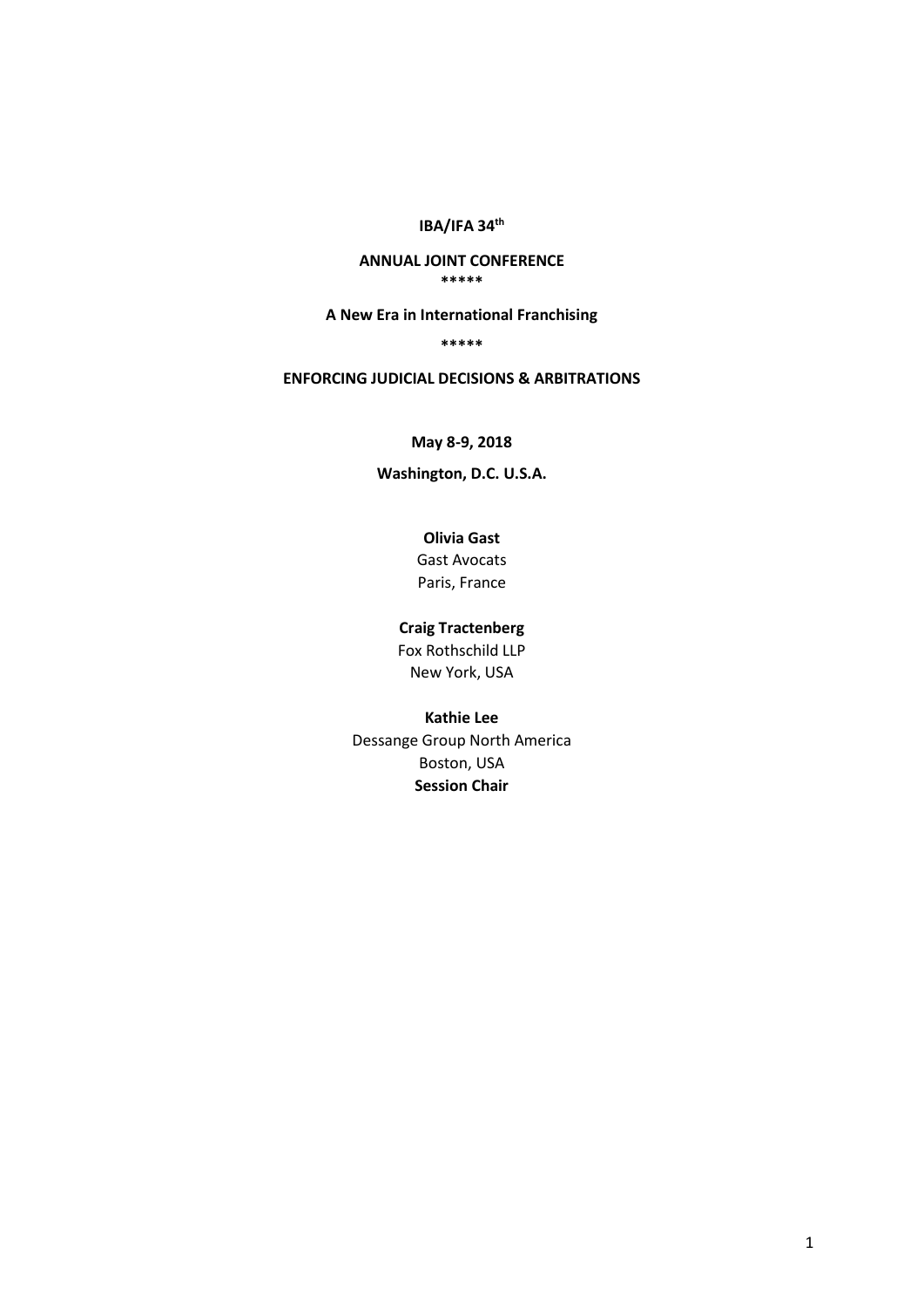**IBA/IFA 34th**

**ANNUAL JOINT CONFERENCE**

**\*\*\*\*\***

**A New Era in International Franchising**

**\*\*\*\*\***

**ENFORCING JUDICIAL DECISIONS & ARBITRATIONS**

**May 8-9, 2018**

**Washington, D.C. U.S.A.**

**Olivia Gast**
Gast Avocats
Paris, France

**Craig Tractenberg**
Fox Rothschild LLP
New York, USA

**Kathie Lee**
Dessange Group North America
Boston, USA
**Session Chair**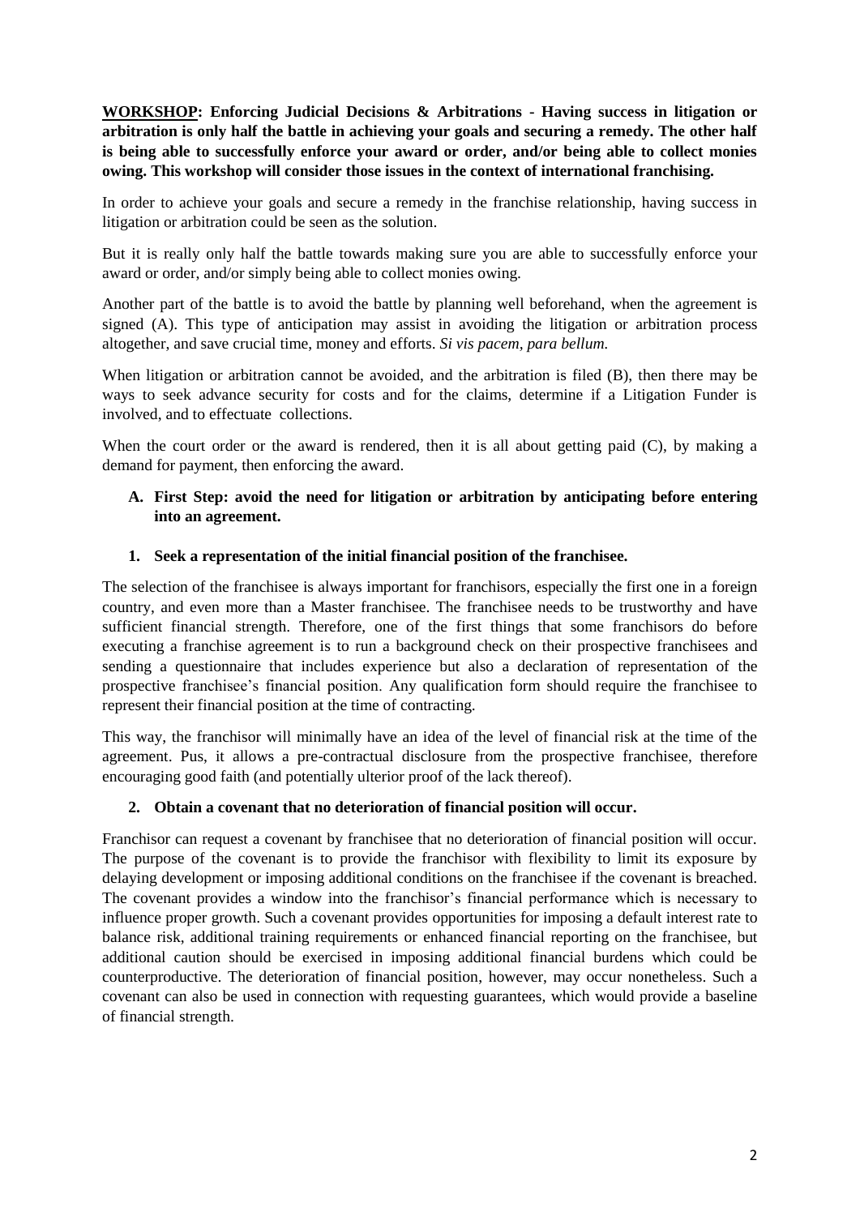**WORKSHOP: Enforcing Judicial Decisions & Arbitrations - Having success in litigation or arbitration is only half the battle in achieving your goals and securing a remedy. The other half is being able to successfully enforce your award or order, and/or being able to collect monies owing. This workshop will consider those issues in the context of international franchising.**

In order to achieve your goals and secure a remedy in the franchise relationship, having success in litigation or arbitration could be seen as the solution.

But it is really only half the battle towards making sure you are able to successfully enforce your award or order, and/or simply being able to collect monies owing.

Another part of the battle is to avoid the battle by planning well beforehand, when the agreement is signed (A). This type of anticipation may assist in avoiding the litigation or arbitration process altogether, and save crucial time, money and efforts. *Si vis pacem, para bellum.*

When litigation or arbitration cannot be avoided, and the arbitration is filed (B), then there may be ways to seek advance security for costs and for the claims, determine if a Litigation Funder is involved, and to effectuate collections.

When the court order or the award is rendered, then it is all about getting paid (C), by making a demand for payment, then enforcing the award.

## A. First Step: avoid the need for litigation or arbitration by anticipating before entering into an agreement.

### 1. Seek a representation of the initial financial position of the franchisee.

The selection of the franchisee is always important for franchisors, especially the first one in a foreign country, and even more than a Master franchisee. The franchisee needs to be trustworthy and have sufficient financial strength. Therefore, one of the first things that some franchisors do before executing a franchise agreement is to run a background check on their prospective franchisees and sending a questionnaire that includes experience but also a declaration of representation of the prospective franchisee's financial position. Any qualification form should require the franchisee to represent their financial position at the time of contracting.

This way, the franchisor will minimally have an idea of the level of financial risk at the time of the agreement. Pus, it allows a pre-contractual disclosure from the prospective franchisee, therefore encouraging good faith (and potentially ulterior proof of the lack thereof).

### 2. Obtain a covenant that no deterioration of financial position will occur.

Franchisor can request a covenant by franchisee that no deterioration of financial position will occur. The purpose of the covenant is to provide the franchisor with flexibility to limit its exposure by delaying development or imposing additional conditions on the franchisee if the covenant is breached. The covenant provides a window into the franchisor's financial performance which is necessary to influence proper growth. Such a covenant provides opportunities for imposing a default interest rate to balance risk, additional training requirements or enhanced financial reporting on the franchisee, but additional caution should be exercised in imposing additional financial burdens which could be counterproductive. The deterioration of financial position, however, may occur nonetheless. Such a covenant can also be used in connection with requesting guarantees, which would provide a baseline of financial strength.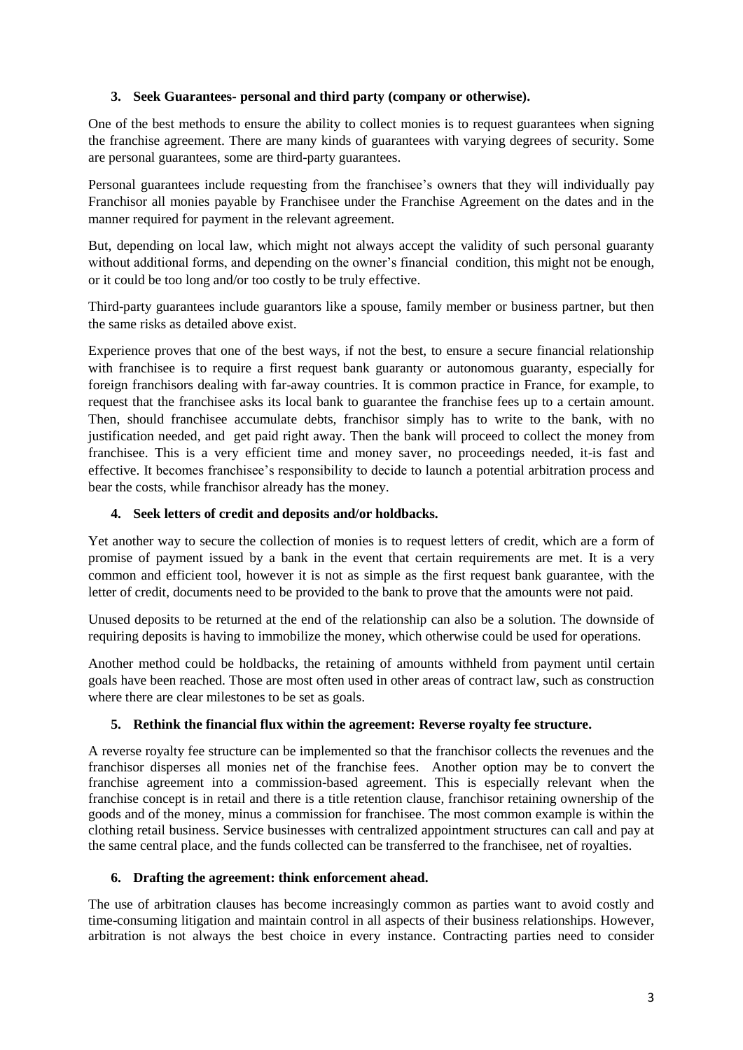### 3. Seek Guarantees- personal and third party (company or otherwise).

One of the best methods to ensure the ability to collect monies is to request guarantees when signing the franchise agreement. There are many kinds of guarantees with varying degrees of security. Some are personal guarantees, some are third-party guarantees.

Personal guarantees include requesting from the franchisee's owners that they will individually pay Franchisor all monies payable by Franchisee under the Franchise Agreement on the dates and in the manner required for payment in the relevant agreement.

But, depending on local law, which might not always accept the validity of such personal guaranty without additional forms, and depending on the owner's financial condition, this might not be enough, or it could be too long and/or too costly to be truly effective.

Third-party guarantees include guarantors like a spouse, family member or business partner, but then the same risks as detailed above exist.

Experience proves that one of the best ways, if not the best, to ensure a secure financial relationship with franchisee is to require a first request bank guaranty or autonomous guaranty, especially for foreign franchisors dealing with far-away countries. It is common practice in France, for example, to request that the franchisee asks its local bank to guarantee the franchise fees up to a certain amount. Then, should franchisee accumulate debts, franchisor simply has to write to the bank, with no justification needed, and get paid right away. Then the bank will proceed to collect the money from franchisee. This is a very efficient time and money saver, no proceedings needed, it-is fast and effective. It becomes franchisee's responsibility to decide to launch a potential arbitration process and bear the costs, while franchisor already has the money.

### 4. Seek letters of credit and deposits and/or holdbacks.

Yet another way to secure the collection of monies is to request letters of credit, which are a form of promise of payment issued by a bank in the event that certain requirements are met. It is a very common and efficient tool, however it is not as simple as the first request bank guarantee, with the letter of credit, documents need to be provided to the bank to prove that the amounts were not paid.

Unused deposits to be returned at the end of the relationship can also be a solution. The downside of requiring deposits is having to immobilize the money, which otherwise could be used for operations.

Another method could be holdbacks, the retaining of amounts withheld from payment until certain goals have been reached. Those are most often used in other areas of contract law, such as construction where there are clear milestones to be set as goals.

### 5. Rethink the financial flux within the agreement: Reverse royalty fee structure.

A reverse royalty fee structure can be implemented so that the franchisor collects the revenues and the franchisor disperses all monies net of the franchise fees. Another option may be to convert the franchise agreement into a commission-based agreement. This is especially relevant when the franchise concept is in retail and there is a title retention clause, franchisor retaining ownership of the goods and of the money, minus a commission for franchisee. The most common example is within the clothing retail business. Service businesses with centralized appointment structures can call and pay at the same central place, and the funds collected can be transferred to the franchisee, net of royalties.

### 6. Drafting the agreement: think enforcement ahead.

The use of arbitration clauses has become increasingly common as parties want to avoid costly and time-consuming litigation and maintain control in all aspects of their business relationships. However, arbitration is not always the best choice in every instance. Contracting parties need to consider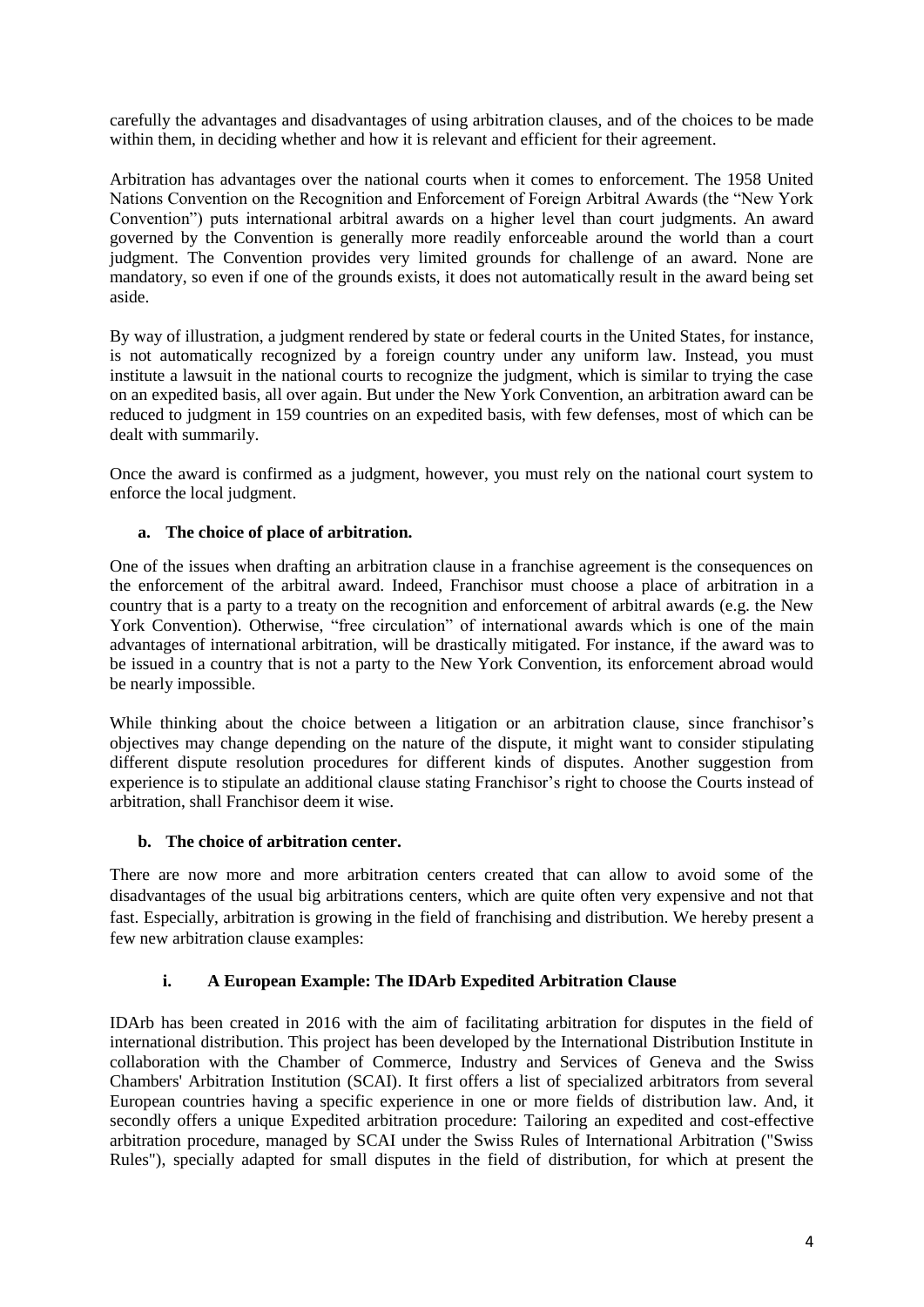carefully the advantages and disadvantages of using arbitration clauses, and of the choices to be made within them, in deciding whether and how it is relevant and efficient for their agreement.

Arbitration has advantages over the national courts when it comes to enforcement. The 1958 United Nations Convention on the Recognition and Enforcement of Foreign Arbitral Awards (the "New York Convention") puts international arbitral awards on a higher level than court judgments. An award governed by the Convention is generally more readily enforceable around the world than a court judgment. The Convention provides very limited grounds for challenge of an award. None are mandatory, so even if one of the grounds exists, it does not automatically result in the award being set aside.

By way of illustration, a judgment rendered by state or federal courts in the United States, for instance, is not automatically recognized by a foreign country under any uniform law. Instead, you must institute a lawsuit in the national courts to recognize the judgment, which is similar to trying the case on an expedited basis, all over again. But under the New York Convention, an arbitration award can be reduced to judgment in 159 countries on an expedited basis, with few defenses, most of which can be dealt with summarily.

Once the award is confirmed as a judgment, however, you must rely on the national court system to enforce the local judgment.

### a. The choice of place of arbitration.

One of the issues when drafting an arbitration clause in a franchise agreement is the consequences on the enforcement of the arbitral award. Indeed, Franchisor must choose a place of arbitration in a country that is a party to a treaty on the recognition and enforcement of arbitral awards (e.g. the New York Convention). Otherwise, "free circulation" of international awards which is one of the main advantages of international arbitration, will be drastically mitigated. For instance, if the award was to be issued in a country that is not a party to the New York Convention, its enforcement abroad would be nearly impossible.

While thinking about the choice between a litigation or an arbitration clause, since franchisor's objectives may change depending on the nature of the dispute, it might want to consider stipulating different dispute resolution procedures for different kinds of disputes. Another suggestion from experience is to stipulate an additional clause stating Franchisor's right to choose the Courts instead of arbitration, shall Franchisor deem it wise.

### b. The choice of arbitration center.

There are now more and more arbitration centers created that can allow to avoid some of the disadvantages of the usual big arbitrations centers, which are quite often very expensive and not that fast. Especially, arbitration is growing in the field of franchising and distribution. We hereby present a few new arbitration clause examples:

#### i. A European Example: The IDArb Expedited Arbitration Clause

IDArb has been created in 2016 with the aim of facilitating arbitration for disputes in the field of international distribution. This project has been developed by the International Distribution Institute in collaboration with the Chamber of Commerce, Industry and Services of Geneva and the Swiss Chambers' Arbitration Institution (SCAI). It first offers a list of specialized arbitrators from several European countries having a specific experience in one or more fields of distribution law. And, it secondly offers a unique Expedited arbitration procedure: Tailoring an expedited and cost-effective arbitration procedure, managed by SCAI under the Swiss Rules of International Arbitration ("Swiss Rules"), specially adapted for small disputes in the field of distribution, for which at present the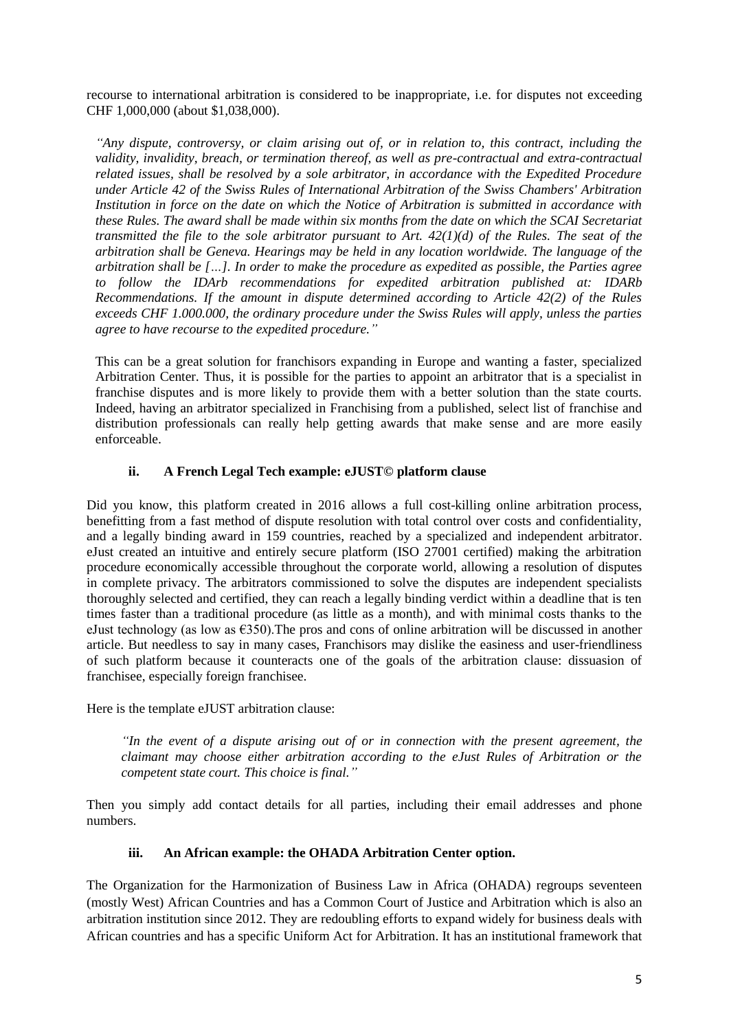recourse to international arbitration is considered to be inappropriate, i.e. for disputes not exceeding CHF 1,000,000 (about $1,038,000).

> *"Any dispute, controversy, or claim arising out of, or in relation to, this contract, including the validity, invalidity, breach, or termination thereof, as well as pre-contractual and extra-contractual related issues, shall be resolved by a sole arbitrator, in accordance with the Expedited Procedure under Article 42 of the Swiss Rules of International Arbitration of the Swiss Chambers' Arbitration Institution in force on the date on which the Notice of Arbitration is submitted in accordance with these Rules. The award shall be made within six months from the date on which the SCAI Secretariat transmitted the file to the sole arbitrator pursuant to Art. 42(1)(d) of the Rules. The seat of the arbitration shall be Geneva. Hearings may be held in any location worldwide. The language of the arbitration shall be […]. In order to make the procedure as expedited as possible, the Parties agree to follow the IDArb recommendations for expedited arbitration published at: IDARb Recommendations. If the amount in dispute determined according to Article 42(2) of the Rules exceeds CHF 1.000.000, the ordinary procedure under the Swiss Rules will apply, unless the parties agree to have recourse to the expedited procedure."*

This can be a great solution for franchisors expanding in Europe and wanting a faster, specialized Arbitration Center. Thus, it is possible for the parties to appoint an arbitrator that is a specialist in franchise disputes and is more likely to provide them with a better solution than the state courts. Indeed, having an arbitrator specialized in Franchising from a published, select list of franchise and distribution professionals can really help getting awards that make sense and are more easily enforceable.

#### ii. A French Legal Tech example: eJUST© platform clause

Did you know, this platform created in 2016 allows a full cost-killing online arbitration process, benefitting from a fast method of dispute resolution with total control over costs and confidentiality, and a legally binding award in 159 countries, reached by a specialized and independent arbitrator. eJust created an intuitive and entirely secure platform (ISO 27001 certified) making the arbitration procedure economically accessible throughout the corporate world, allowing a resolution of disputes in complete privacy. The arbitrators commissioned to solve the disputes are independent specialists thoroughly selected and certified, they can reach a legally binding verdict within a deadline that is ten times faster than a traditional procedure (as little as a month), and with minimal costs thanks to the eJust technology (as low as €350).The pros and cons of online arbitration will be discussed in another article. But needless to say in many cases, Franchisors may dislike the easiness and user-friendliness of such platform because it counteracts one of the goals of the arbitration clause: dissuasion of franchisee, especially foreign franchisee.

Here is the template eJUST arbitration clause:

> *"In the event of a dispute arising out of or in connection with the present agreement, the claimant may choose either arbitration according to the eJust Rules of Arbitration or the competent state court. This choice is final."*

Then you simply add contact details for all parties, including their email addresses and phone numbers.

#### iii. An African example: the OHADA Arbitration Center option.

The Organization for the Harmonization of Business Law in Africa (OHADA) regroups seventeen (mostly West) African Countries and has a Common Court of Justice and Arbitration which is also an arbitration institution since 2012. They are redoubling efforts to expand widely for business deals with African countries and has a specific Uniform Act for Arbitration. It has an institutional framework that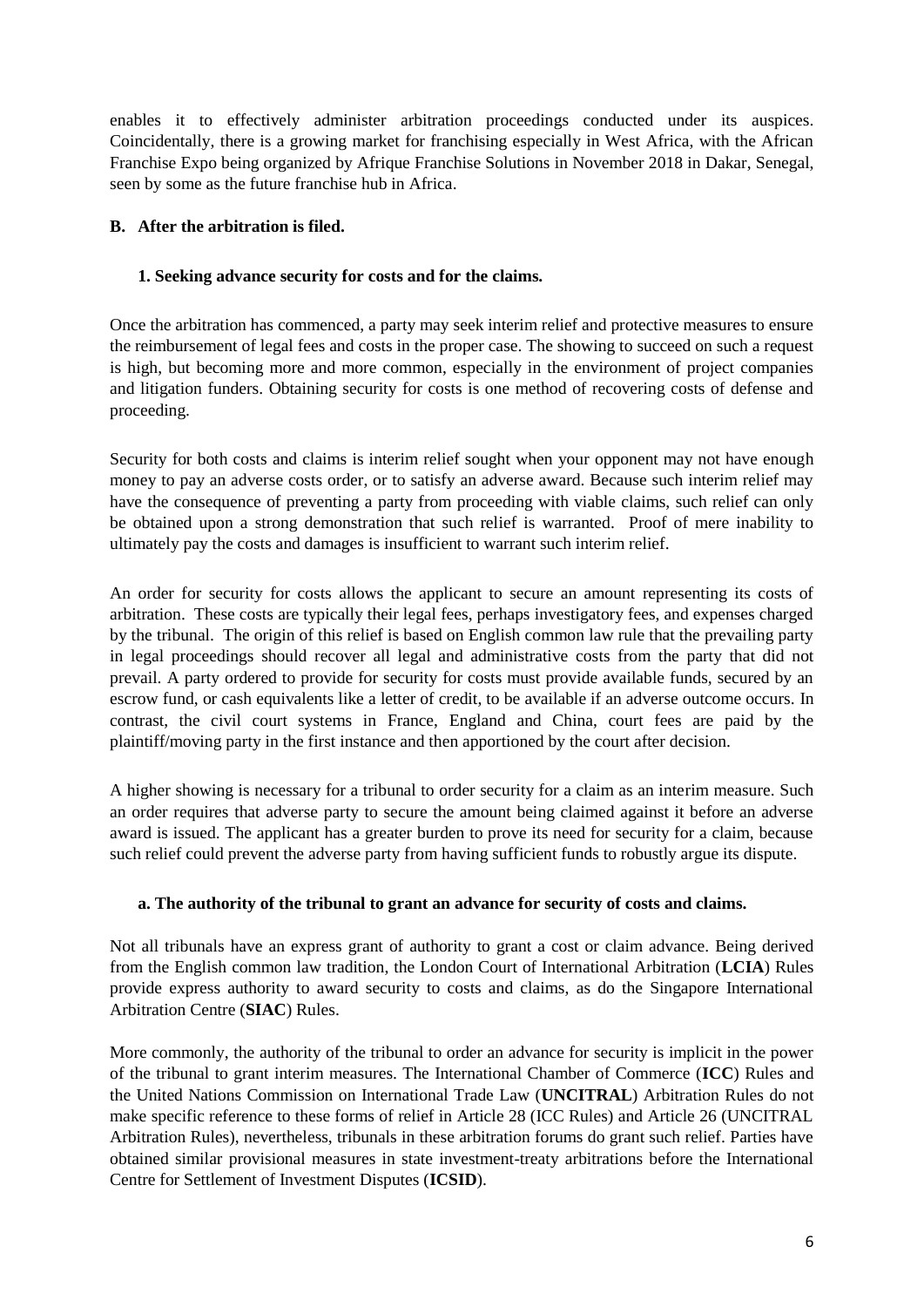enables it to effectively administer arbitration proceedings conducted under its auspices. Coincidentally, there is a growing market for franchising especially in West Africa, with the African Franchise Expo being organized by Afrique Franchise Solutions in November 2018 in Dakar, Senegal, seen by some as the future franchise hub in Africa.

## B. After the arbitration is filed.

### 1. Seeking advance security for costs and for the claims.

Once the arbitration has commenced, a party may seek interim relief and protective measures to ensure the reimbursement of legal fees and costs in the proper case. The showing to succeed on such a request is high, but becoming more and more common, especially in the environment of project companies and litigation funders. Obtaining security for costs is one method of recovering costs of defense and proceeding.

Security for both costs and claims is interim relief sought when your opponent may not have enough money to pay an adverse costs order, or to satisfy an adverse award. Because such interim relief may have the consequence of preventing a party from proceeding with viable claims, such relief can only be obtained upon a strong demonstration that such relief is warranted. Proof of mere inability to ultimately pay the costs and damages is insufficient to warrant such interim relief.

An order for security for costs allows the applicant to secure an amount representing its costs of arbitration. These costs are typically their legal fees, perhaps investigatory fees, and expenses charged by the tribunal. The origin of this relief is based on English common law rule that the prevailing party in legal proceedings should recover all legal and administrative costs from the party that did not prevail. A party ordered to provide for security for costs must provide available funds, secured by an escrow fund, or cash equivalents like a letter of credit, to be available if an adverse outcome occurs. In contrast, the civil court systems in France, England and China, court fees are paid by the plaintiff/moving party in the first instance and then apportioned by the court after decision.

A higher showing is necessary for a tribunal to order security for a claim as an interim measure. Such an order requires that adverse party to secure the amount being claimed against it before an adverse award is issued. The applicant has a greater burden to prove its need for security for a claim, because such relief could prevent the adverse party from having sufficient funds to robustly argue its dispute.

#### a. The authority of the tribunal to grant an advance for security of costs and claims.

Not all tribunals have an express grant of authority to grant a cost or claim advance. Being derived from the English common law tradition, the London Court of International Arbitration (**LCIA**) Rules provide express authority to award security to costs and claims, as do the Singapore International Arbitration Centre (**SIAC**) Rules.

More commonly, the authority of the tribunal to order an advance for security is implicit in the power of the tribunal to grant interim measures. The International Chamber of Commerce (**ICC**) Rules and the United Nations Commission on International Trade Law (**UNCITRAL**) Arbitration Rules do not make specific reference to these forms of relief in Article 28 (ICC Rules) and Article 26 (UNCITRAL Arbitration Rules), nevertheless, tribunals in these arbitration forums do grant such relief. Parties have obtained similar provisional measures in state investment-treaty arbitrations before the International Centre for Settlement of Investment Disputes (**ICSID**).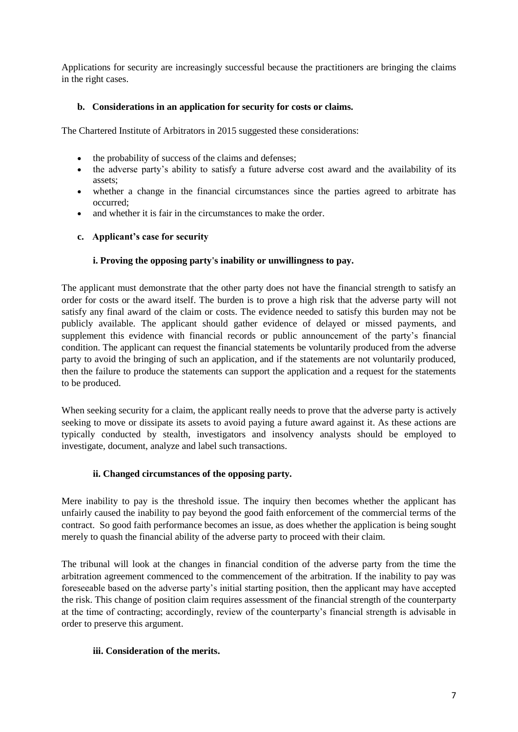Applications for security are increasingly successful because the practitioners are bringing the claims in the right cases.

### b. Considerations in an application for security for costs or claims.

The Chartered Institute of Arbitrators in 2015 suggested these considerations:

- the probability of success of the claims and defenses;
- the adverse party's ability to satisfy a future adverse cost award and the availability of its assets;
- whether a change in the financial circumstances since the parties agreed to arbitrate has occurred;
- and whether it is fair in the circumstances to make the order.

### c. Applicant's case for security

#### i. Proving the opposing party's inability or unwillingness to pay.

The applicant must demonstrate that the other party does not have the financial strength to satisfy an order for costs or the award itself. The burden is to prove a high risk that the adverse party will not satisfy any final award of the claim or costs. The evidence needed to satisfy this burden may not be publicly available. The applicant should gather evidence of delayed or missed payments, and supplement this evidence with financial records or public announcement of the party's financial condition. The applicant can request the financial statements be voluntarily produced from the adverse party to avoid the bringing of such an application, and if the statements are not voluntarily produced, then the failure to produce the statements can support the application and a request for the statements to be produced.

When seeking security for a claim, the applicant really needs to prove that the adverse party is actively seeking to move or dissipate its assets to avoid paying a future award against it. As these actions are typically conducted by stealth, investigators and insolvency analysts should be employed to investigate, document, analyze and label such transactions.

#### ii. Changed circumstances of the opposing party.

Mere inability to pay is the threshold issue. The inquiry then becomes whether the applicant has unfairly caused the inability to pay beyond the good faith enforcement of the commercial terms of the contract. So good faith performance becomes an issue, as does whether the application is being sought merely to quash the financial ability of the adverse party to proceed with their claim.

The tribunal will look at the changes in financial condition of the adverse party from the time the arbitration agreement commenced to the commencement of the arbitration. If the inability to pay was foreseeable based on the adverse party's initial starting position, then the applicant may have accepted the risk. This change of position claim requires assessment of the financial strength of the counterparty at the time of contracting; accordingly, review of the counterparty's financial strength is advisable in order to preserve this argument.

#### iii. Consideration of the merits.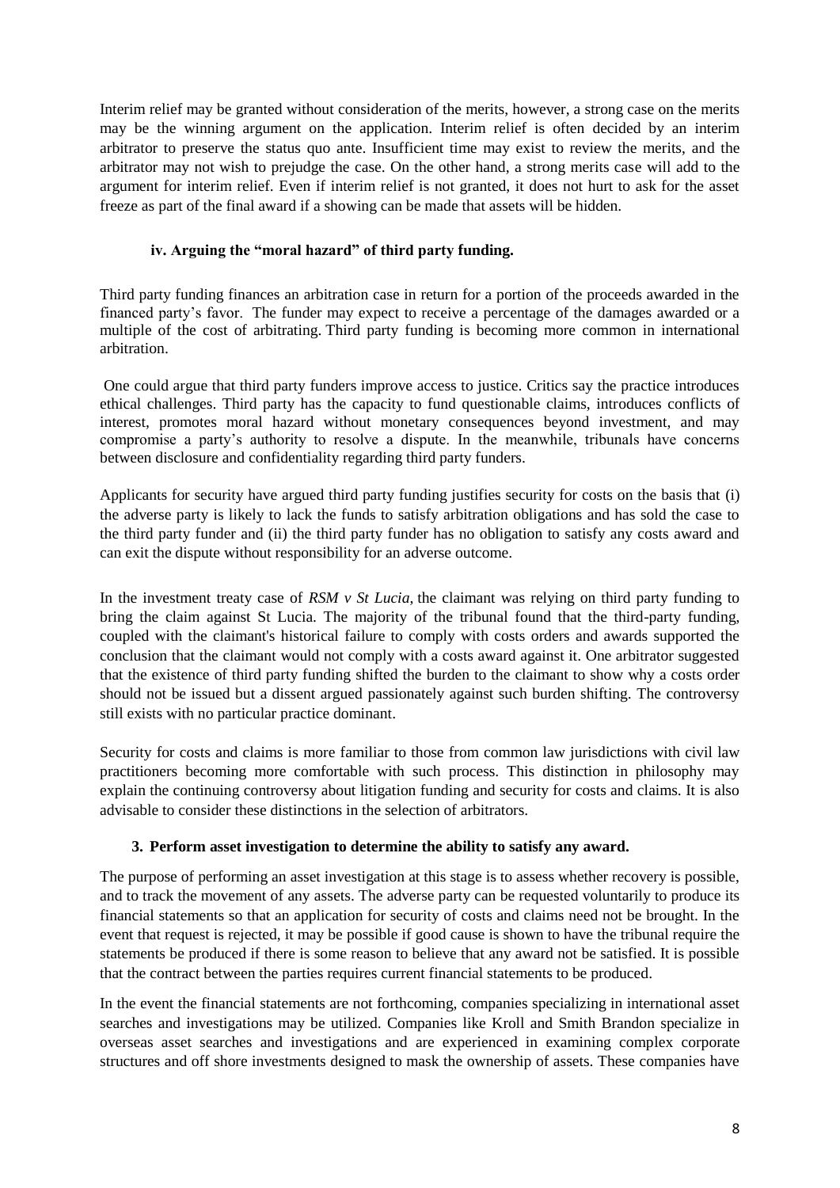Interim relief may be granted without consideration of the merits, however, a strong case on the merits may be the winning argument on the application. Interim relief is often decided by an interim arbitrator to preserve the status quo ante. Insufficient time may exist to review the merits, and the arbitrator may not wish to prejudge the case. On the other hand, a strong merits case will add to the argument for interim relief. Even if interim relief is not granted, it does not hurt to ask for the asset freeze as part of the final award if a showing can be made that assets will be hidden.

#### iv. Arguing the "moral hazard" of third party funding.

Third party funding finances an arbitration case in return for a portion of the proceeds awarded in the financed party's favor. The funder may expect to receive a percentage of the damages awarded or a multiple of the cost of arbitrating. Third party funding is becoming more common in international arbitration.

One could argue that third party funders improve access to justice. Critics say the practice introduces ethical challenges. Third party has the capacity to fund questionable claims, introduces conflicts of interest, promotes moral hazard without monetary consequences beyond investment, and may compromise a party's authority to resolve a dispute. In the meanwhile, tribunals have concerns between disclosure and confidentiality regarding third party funders.

Applicants for security have argued third party funding justifies security for costs on the basis that (i) the adverse party is likely to lack the funds to satisfy arbitration obligations and has sold the case to the third party funder and (ii) the third party funder has no obligation to satisfy any costs award and can exit the dispute without responsibility for an adverse outcome.

In the investment treaty case of *RSM v St Lucia*, the claimant was relying on third party funding to bring the claim against St Lucia. The majority of the tribunal found that the third-party funding, coupled with the claimant's historical failure to comply with costs orders and awards supported the conclusion that the claimant would not comply with a costs award against it. One arbitrator suggested that the existence of third party funding shifted the burden to the claimant to show why a costs order should not be issued but a dissent argued passionately against such burden shifting. The controversy still exists with no particular practice dominant.

Security for costs and claims is more familiar to those from common law jurisdictions with civil law practitioners becoming more comfortable with such process. This distinction in philosophy may explain the continuing controversy about litigation funding and security for costs and claims. It is also advisable to consider these distinctions in the selection of arbitrators.

### 3. Perform asset investigation to determine the ability to satisfy any award.

The purpose of performing an asset investigation at this stage is to assess whether recovery is possible, and to track the movement of any assets. The adverse party can be requested voluntarily to produce its financial statements so that an application for security of costs and claims need not be brought. In the event that request is rejected, it may be possible if good cause is shown to have the tribunal require the statements be produced if there is some reason to believe that any award not be satisfied. It is possible that the contract between the parties requires current financial statements to be produced.

In the event the financial statements are not forthcoming, companies specializing in international asset searches and investigations may be utilized. Companies like Kroll and Smith Brandon specialize in overseas asset searches and investigations and are experienced in examining complex corporate structures and off shore investments designed to mask the ownership of assets. These companies have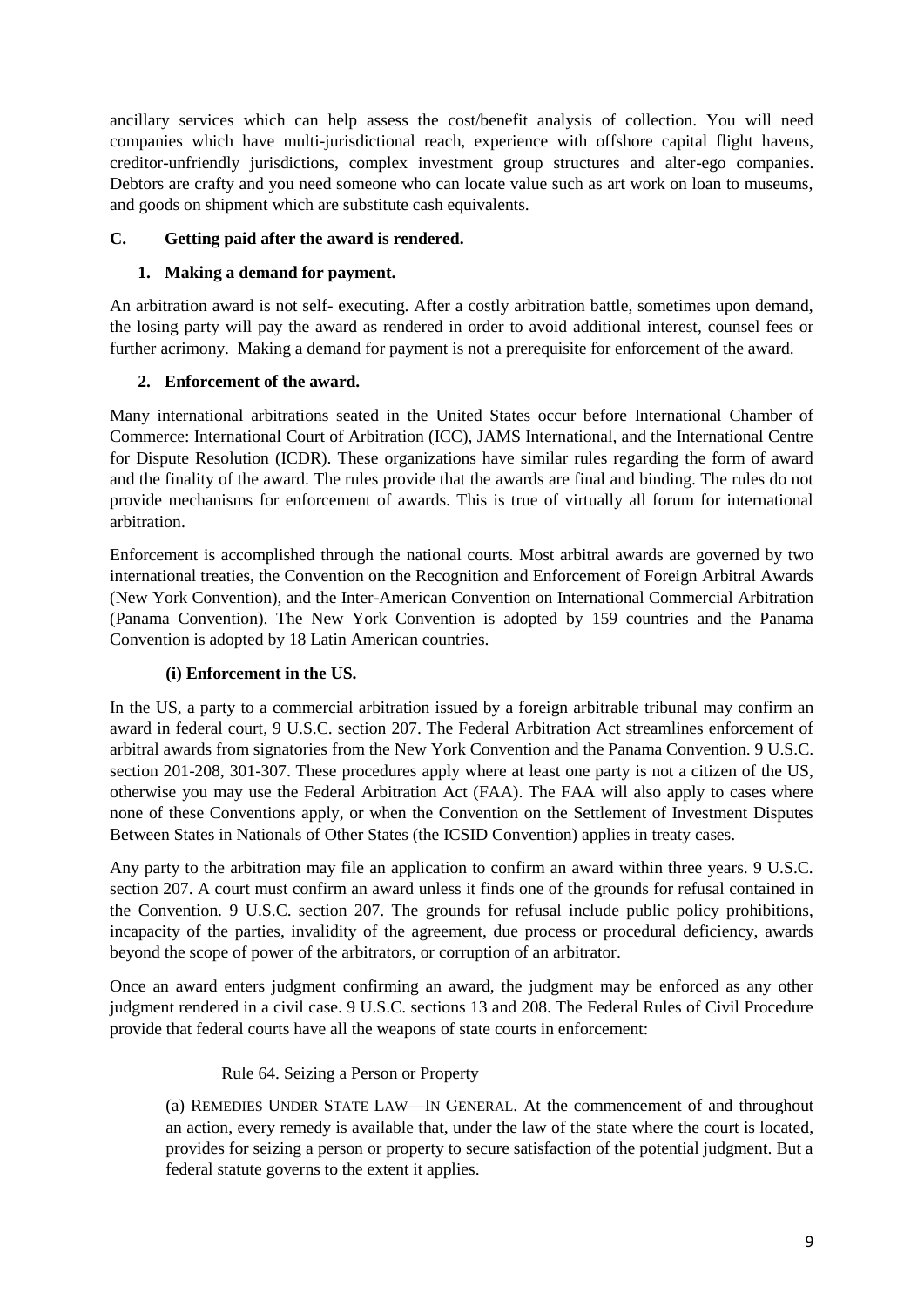ancillary services which can help assess the cost/benefit analysis of collection. You will need companies which have multi-jurisdictional reach, experience with offshore capital flight havens, creditor-unfriendly jurisdictions, complex investment group structures and alter-ego companies. Debtors are crafty and you need someone who can locate value such as art work on loan to museums, and goods on shipment which are substitute cash equivalents.

## C. Getting paid after the award is rendered.

### 1. Making a demand for payment.

An arbitration award is not self- executing. After a costly arbitration battle, sometimes upon demand, the losing party will pay the award as rendered in order to avoid additional interest, counsel fees or further acrimony. Making a demand for payment is not a prerequisite for enforcement of the award.

### 2. Enforcement of the award.

Many international arbitrations seated in the United States occur before International Chamber of Commerce: International Court of Arbitration (ICC), JAMS International, and the International Centre for Dispute Resolution (ICDR). These organizations have similar rules regarding the form of award and the finality of the award. The rules provide that the awards are final and binding. The rules do not provide mechanisms for enforcement of awards. This is true of virtually all forum for international arbitration.

Enforcement is accomplished through the national courts. Most arbitral awards are governed by two international treaties, the Convention on the Recognition and Enforcement of Foreign Arbitral Awards (New York Convention), and the Inter-American Convention on International Commercial Arbitration (Panama Convention). The New York Convention is adopted by 159 countries and the Panama Convention is adopted by 18 Latin American countries.

#### (i) Enforcement in the US.

In the US, a party to a commercial arbitration issued by a foreign arbitrable tribunal may confirm an award in federal court, 9 U.S.C. section 207. The Federal Arbitration Act streamlines enforcement of arbitral awards from signatories from the New York Convention and the Panama Convention. 9 U.S.C. section 201-208, 301-307. These procedures apply where at least one party is not a citizen of the US, otherwise you may use the Federal Arbitration Act (FAA). The FAA will also apply to cases where none of these Conventions apply, or when the Convention on the Settlement of Investment Disputes Between States in Nationals of Other States (the ICSID Convention) applies in treaty cases.

Any party to the arbitration may file an application to confirm an award within three years. 9 U.S.C. section 207. A court must confirm an award unless it finds one of the grounds for refusal contained in the Convention. 9 U.S.C. section 207. The grounds for refusal include public policy prohibitions, incapacity of the parties, invalidity of the agreement, due process or procedural deficiency, awards beyond the scope of power of the arbitrators, or corruption of an arbitrator.

Once an award enters judgment confirming an award, the judgment may be enforced as any other judgment rendered in a civil case. 9 U.S.C. sections 13 and 208. The Federal Rules of Civil Procedure provide that federal courts have all the weapons of state courts in enforcement:

> Rule 64. Seizing a Person or Property
>
> (a) REMEDIES UNDER STATE LAW—IN GENERAL. At the commencement of and throughout an action, every remedy is available that, under the law of the state where the court is located, provides for seizing a person or property to secure satisfaction of the potential judgment. But a federal statute governs to the extent it applies.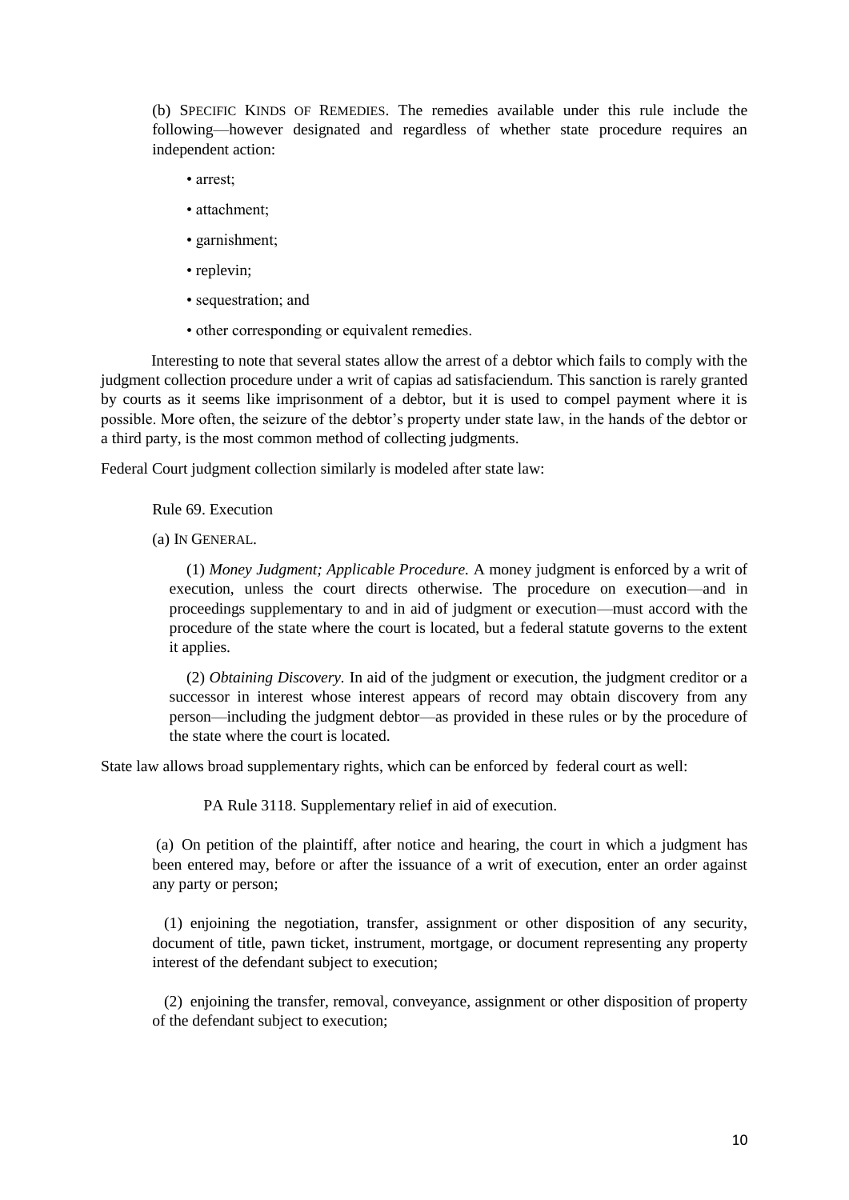(b) SPECIFIC KINDS OF REMEDIES. The remedies available under this rule include the following—however designated and regardless of whether state procedure requires an independent action:

- arrest;
- attachment;
- garnishment;
- replevin;
- sequestration; and
- other corresponding or equivalent remedies.

Interesting to note that several states allow the arrest of a debtor which fails to comply with the judgment collection procedure under a writ of capias ad satisfaciendum. This sanction is rarely granted by courts as it seems like imprisonment of a debtor, but it is used to compel payment where it is possible. More often, the seizure of the debtor's property under state law, in the hands of the debtor or a third party, is the most common method of collecting judgments.

Federal Court judgment collection similarly is modeled after state law:

Rule 69. Execution

(a) IN GENERAL.

(1) *Money Judgment; Applicable Procedure.* A money judgment is enforced by a writ of execution, unless the court directs otherwise. The procedure on execution—and in proceedings supplementary to and in aid of judgment or execution—must accord with the procedure of the state where the court is located, but a federal statute governs to the extent it applies.

(2) *Obtaining Discovery.* In aid of the judgment or execution, the judgment creditor or a successor in interest whose interest appears of record may obtain discovery from any person—including the judgment debtor—as provided in these rules or by the procedure of the state where the court is located.

State law allows broad supplementary rights, which can be enforced by federal court as well:

PA Rule 3118. Supplementary relief in aid of execution.

(a) On petition of the plaintiff, after notice and hearing, the court in which a judgment has been entered may, before or after the issuance of a writ of execution, enter an order against any party or person;

(1) enjoining the negotiation, transfer, assignment or other disposition of any security, document of title, pawn ticket, instrument, mortgage, or document representing any property interest of the defendant subject to execution;

(2) enjoining the transfer, removal, conveyance, assignment or other disposition of property of the defendant subject to execution;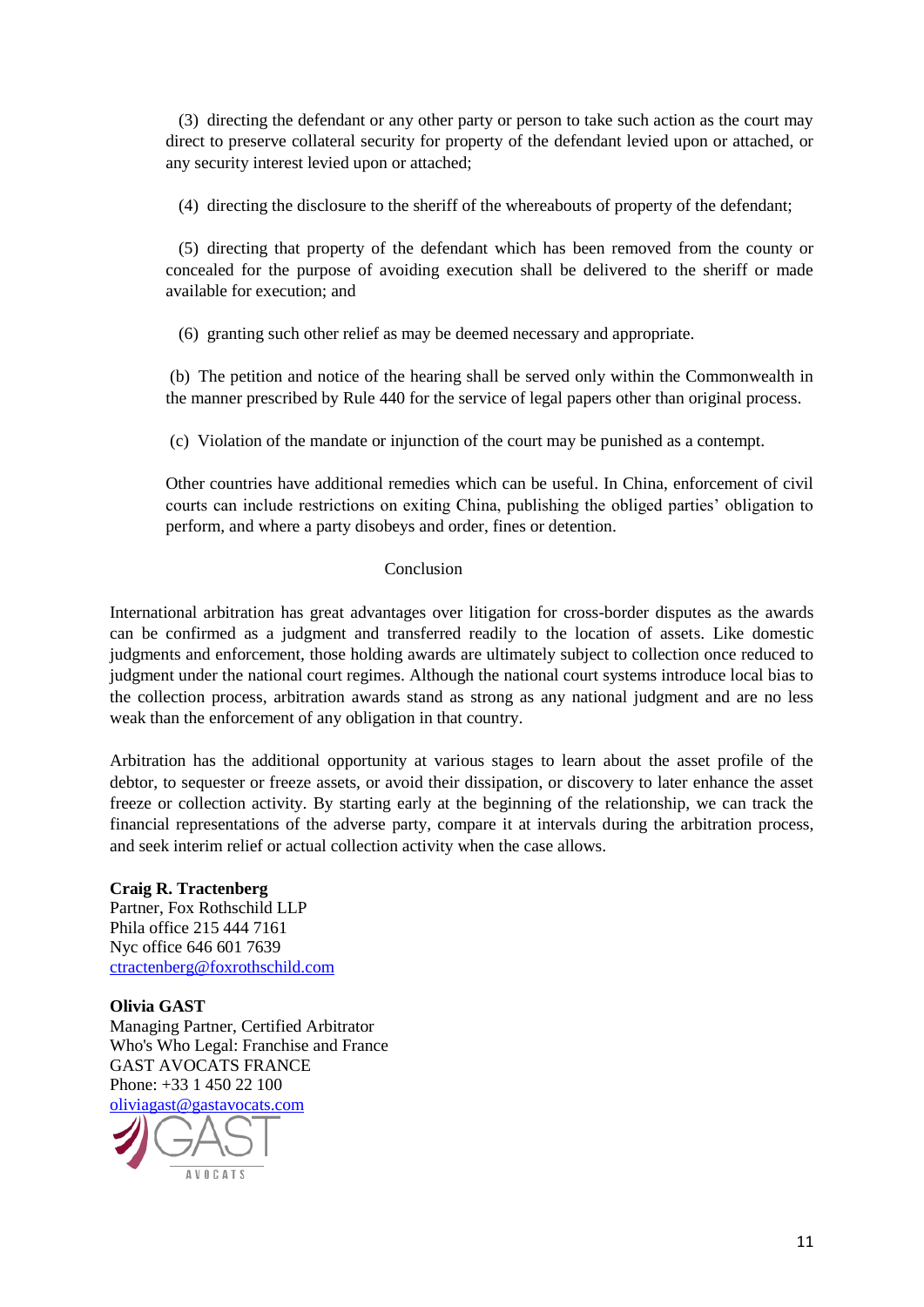(3) directing the defendant or any other party or person to take such action as the court may direct to preserve collateral security for property of the defendant levied upon or attached, or any security interest levied upon or attached;

(4) directing the disclosure to the sheriff of the whereabouts of property of the defendant;

(5) directing that property of the defendant which has been removed from the county or concealed for the purpose of avoiding execution shall be delivered to the sheriff or made available for execution; and

(6) granting such other relief as may be deemed necessary and appropriate.

(b) The petition and notice of the hearing shall be served only within the Commonwealth in the manner prescribed by Rule 440 for the service of legal papers other than original process.

(c) Violation of the mandate or injunction of the court may be punished as a contempt.

Other countries have additional remedies which can be useful. In China, enforcement of civil courts can include restrictions on exiting China, publishing the obliged parties' obligation to perform, and where a party disobeys and order, fines or detention.

## Conclusion

International arbitration has great advantages over litigation for cross-border disputes as the awards can be confirmed as a judgment and transferred readily to the location of assets. Like domestic judgments and enforcement, those holding awards are ultimately subject to collection once reduced to judgment under the national court regimes. Although the national court systems introduce local bias to the collection process, arbitration awards stand as strong as any national judgment and are no less weak than the enforcement of any obligation in that country.

Arbitration has the additional opportunity at various stages to learn about the asset profile of the debtor, to sequester or freeze assets, or avoid their dissipation, or discovery to later enhance the asset freeze or collection activity. By starting early at the beginning of the relationship, we can track the financial representations of the adverse party, compare it at intervals during the arbitration process, and seek interim relief or actual collection activity when the case allows.

**Craig R. Tractenberg**
Partner, Fox Rothschild LLP
Phila office 215 444 7161
Nyc office 646 601 7639
ctractenberg@foxrothschild.com

**Olivia GAST**
Managing Partner, Certified Arbitrator
Who's Who Legal: Franchise and France
GAST AVOCATS FRANCE
Phone: +33 1 450 22 100
oliviagast@gastavocats.com

GAST AVOCATS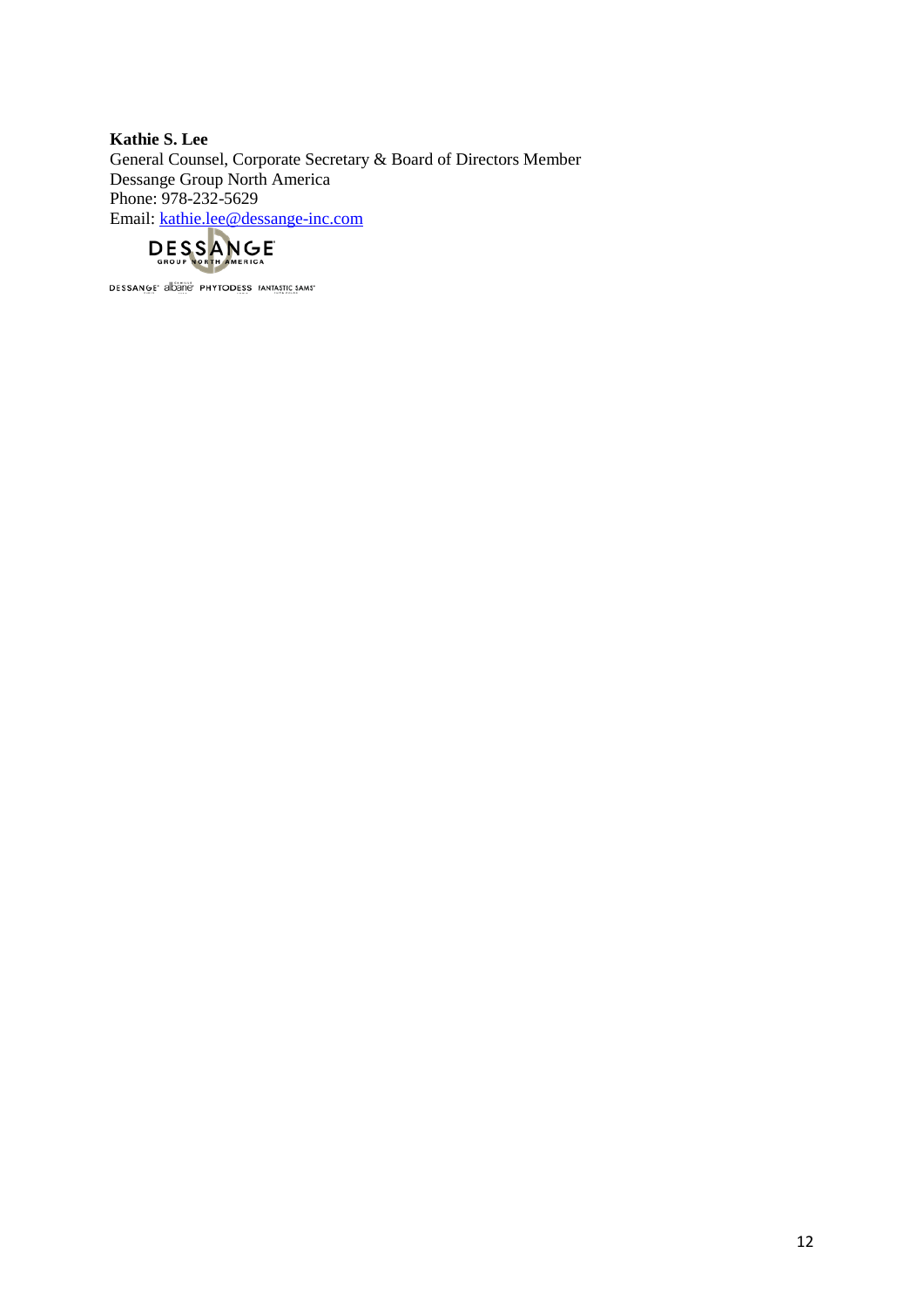**Kathie S. Lee**
General Counsel, Corporate Secretary & Board of Directors Member
Dessange Group North America
Phone: 978-232-5629
Email: [kathie.lee@dessange-inc.com](mailto:kathie.lee@dessange-inc.com)